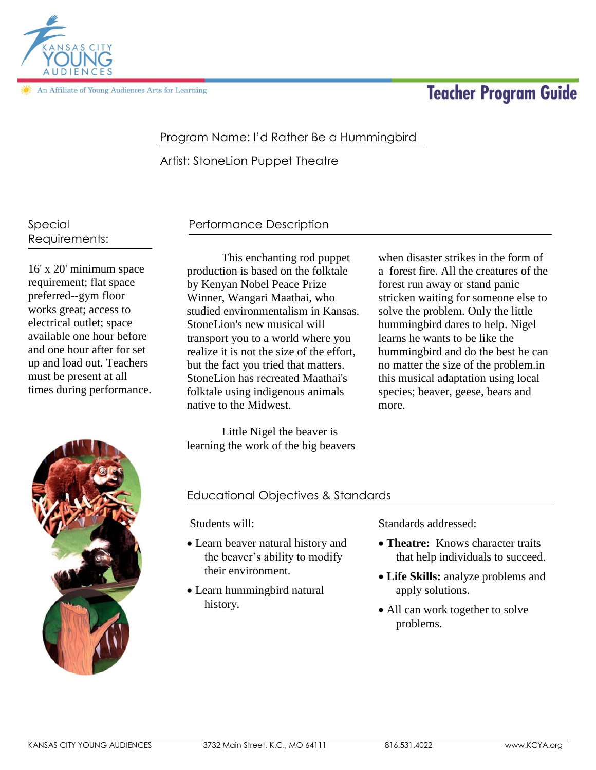KANSAS CITY YOUNG AUDIENCES

An Affiliate of Young Audiences Arts for Learning

# Teacher Program Guide

Program Name: I'd Rather Be a Hummingbird

Artist: StoneLion Puppet Theatre

## Special Requirements:

16' x 20' minimum space requirement; flat space preferred--gym floor works great; access to electrical outlet; space available one hour before and one hour after for set up and load out. Teachers must be present at all times during performance.

## Performance Description

This enchanting rod puppet production is based on the folktale by Kenyan Nobel Peace Prize Winner, Wangari Maathai, who studied environmentalism in Kansas. StoneLion's new musical will transport you to a world where you realize it is not the size of the effort, but the fact you tried that matters. StoneLion has recreated Maathai's folktale using indigenous animals native to the Midwest.

Little Nigel the beaver is learning the work of the big beavers when disaster strikes in the form of a forest fire. All the creatures of the forest run away or stand panic stricken waiting for someone else to solve the problem. Only the little hummingbird dares to help. Nigel learns he wants to be like the hummingbird and do the best he can no matter the size of the problem.in this musical adaptation using local species; beaver, geese, bears and more.

## Educational Objectives & Standards

Students will:

- Learn beaver natural history and the beaver's ability to modify their environment.
- Learn hummingbird natural history.

Standards addressed:

- **Theatre:** Knows character traits that help individuals to succeed.
- **Life Skills:** analyze problems and apply solutions.
- All can work together to solve problems.

KANSAS CITY YOUNG AUDIENCES 3732 Main Street, K.C., MO 64111 816.531.4022 www.KCYA.org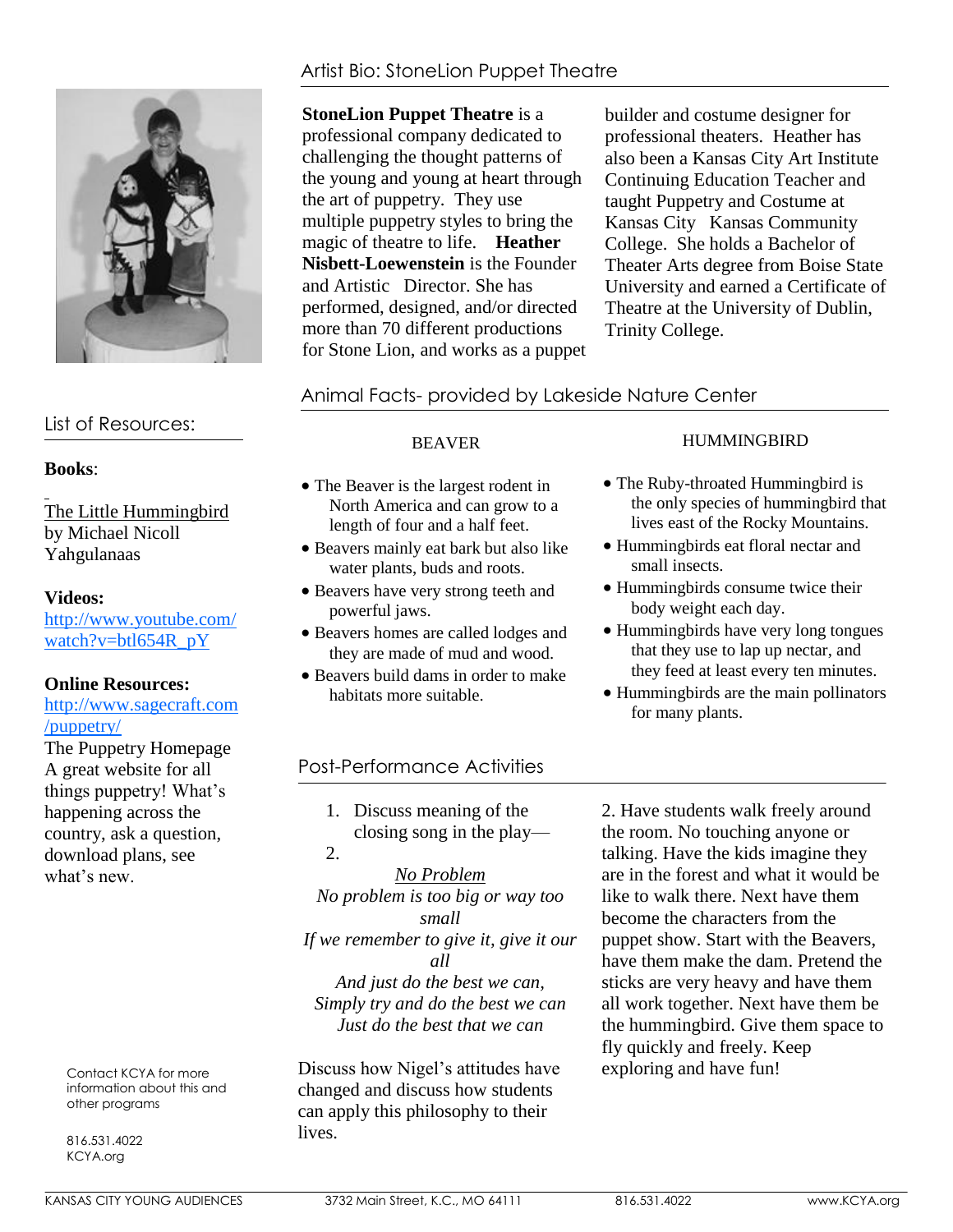## Artist Bio: StoneLion Puppet Theatre

**StoneLion Puppet Theatre** is a professional company dedicated to challenging the thought patterns of the young and young at heart through the art of puppetry. They use multiple puppetry styles to bring the magic of theatre to life. **Heather Nisbett-Loewenstein** is the Founder and Artistic Director. She has performed, designed, and/or directed more than 70 different productions for Stone Lion, and works as a puppet builder and costume designer for professional theaters. Heather has also been a Kansas City Art Institute Continuing Education Teacher and taught Puppetry and Costume at Kansas City Kansas Community College. She holds a Bachelor of Theater Arts degree from Boise State University and earned a Certificate of Theatre at the University of Dublin, Trinity College.

## List of Resources:

**Books**:

The Little Hummingbird by Michael Nicoll Yahgulanaas

**Videos:**
http://www.youtube.com/watch?v=btl654R_pY

**Online Resources:**
http://www.sagecraft.com/puppetry/
The Puppetry Homepage
A great website for all things puppetry! What's happening across the country, ask a question, download plans, see what's new.

Contact KCYA for more information about this and other programs

816.531.4022
KCYA.org

## Animal Facts- provided by Lakeside Nature Center

### BEAVER

- The Beaver is the largest rodent in North America and can grow to a length of four and a half feet.
- Beavers mainly eat bark but also like water plants, buds and roots.
- Beavers have very strong teeth and powerful jaws.
- Beavers homes are called lodges and they are made of mud and wood.
- Beavers build dams in order to make habitats more suitable.

### HUMMINGBIRD

- The Ruby-throated Hummingbird is the only species of hummingbird that lives east of the Rocky Mountains.
- Hummingbirds eat floral nectar and small insects.
- Hummingbirds consume twice their body weight each day.
- Hummingbirds have very long tongues that they use to lap up nectar, and they feed at least every ten minutes.
- Hummingbirds are the main pollinators for many plants.

## Post-Performance Activities

1. Discuss meaning of the closing song in the play—
2.

<u>*No Problem*</u>
*No problem is too big or way too small*
*If we remember to give it, give it our all*
*And just do the best we can,*
*Simply try and do the best we can*
*Just do the best that we can*

Discuss how Nigel's attitudes have changed and discuss how students can apply this philosophy to their lives.

2. Have students walk freely around the room. No touching anyone or talking. Have the kids imagine they are in the forest and what it would be like to walk there. Next have them become the characters from the puppet show. Start with the Beavers, have them make the dam. Pretend the sticks are very heavy and have them all work together. Next have them be the hummingbird. Give them space to fly quickly and freely. Keep exploring and have fun!